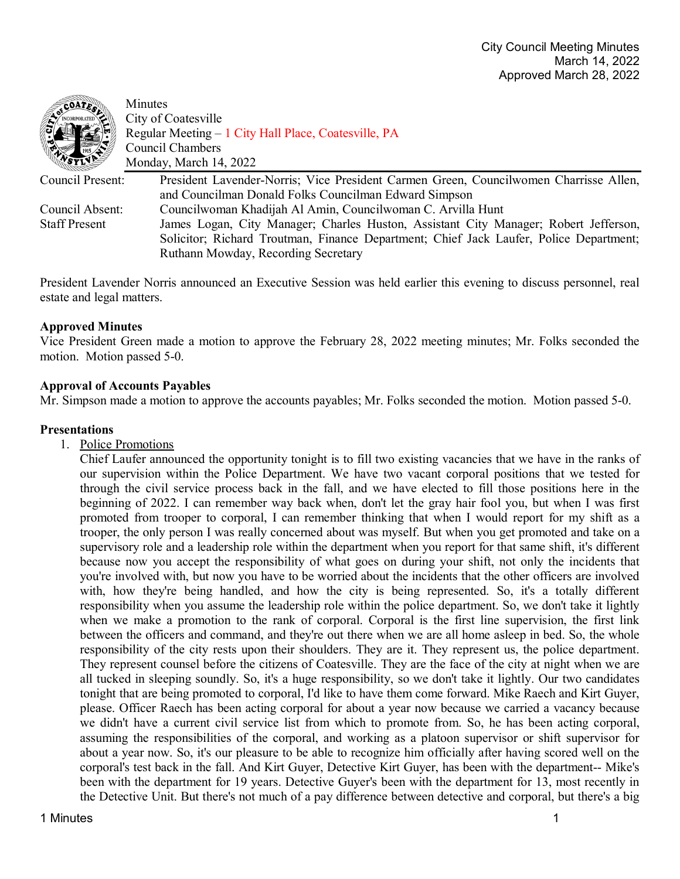City Council Meeting Minutes
March 14, 2022
Approved March 28, 2022

Minutes
City of Coatesville
Regular Meeting – 1 City Hall Place, Coatesville, PA
Council Chambers
Monday, March 14, 2022

| | |
|---|---|
| Council Present: | President Lavender-Norris; Vice President Carmen Green, Councilwomen Charrisse Allen, and Councilman Donald Folks Councilman Edward Simpson |
| Council Absent: | Councilwoman Khadijah Al Amin, Councilwoman C. Arvilla Hunt |
| Staff Present | James Logan, City Manager; Charles Huston, Assistant City Manager; Robert Jefferson, Solicitor; Richard Troutman, Finance Department; Chief Jack Laufer, Police Department; Ruthann Mowday, Recording Secretary |

President Lavender Norris announced an Executive Session was held earlier this evening to discuss personnel, real estate and legal matters.

**Approved Minutes**
Vice President Green made a motion to approve the February 28, 2022 meeting minutes; Mr. Folks seconded the motion. Motion passed 5-0.

**Approval of Accounts Payables**
Mr. Simpson made a motion to approve the accounts payables; Mr. Folks seconded the motion. Motion passed 5-0.

**Presentations**

1. Police Promotions
   Chief Laufer announced the opportunity tonight is to fill two existing vacancies that we have in the ranks of our supervision within the Police Department. We have two vacant corporal positions that we tested for through the civil service process back in the fall, and we have elected to fill those positions here in the beginning of 2022. I can remember way back when, don't let the gray hair fool you, but when I was first promoted from trooper to corporal, I can remember thinking that when I would report for my shift as a trooper, the only person I was really concerned about was myself. But when you get promoted and take on a supervisory role and a leadership role within the department when you report for that same shift, it's different because now you accept the responsibility of what goes on during your shift, not only the incidents that you're involved with, but now you have to be worried about the incidents that the other officers are involved with, how they're being handled, and how the city is being represented. So, it's a totally different responsibility when you assume the leadership role within the police department. So, we don't take it lightly when we make a promotion to the rank of corporal. Corporal is the first line supervision, the first link between the officers and command, and they're out there when we are all home asleep in bed. So, the whole responsibility of the city rests upon their shoulders. They are it. They represent us, the police department. They represent counsel before the citizens of Coatesville. They are the face of the city at night when we are all tucked in sleeping soundly. So, it's a huge responsibility, so we don't take it lightly. Our two candidates tonight that are being promoted to corporal, I'd like to have them come forward. Mike Raech and Kirt Guyer, please. Officer Raech has been acting corporal for about a year now because we carried a vacancy because we didn't have a current civil service list from which to promote from. So, he has been acting corporal, assuming the responsibilities of the corporal, and working as a platoon supervisor or shift supervisor for about a year now. So, it's our pleasure to be able to recognize him officially after having scored well on the corporal's test back in the fall. And Kirt Guyer, Detective Kirt Guyer, has been with the department-- Mike's been with the department for 19 years. Detective Guyer's been with the department for 13, most recently in the Detective Unit. But there's not much of a pay difference between detective and corporal, but there's a big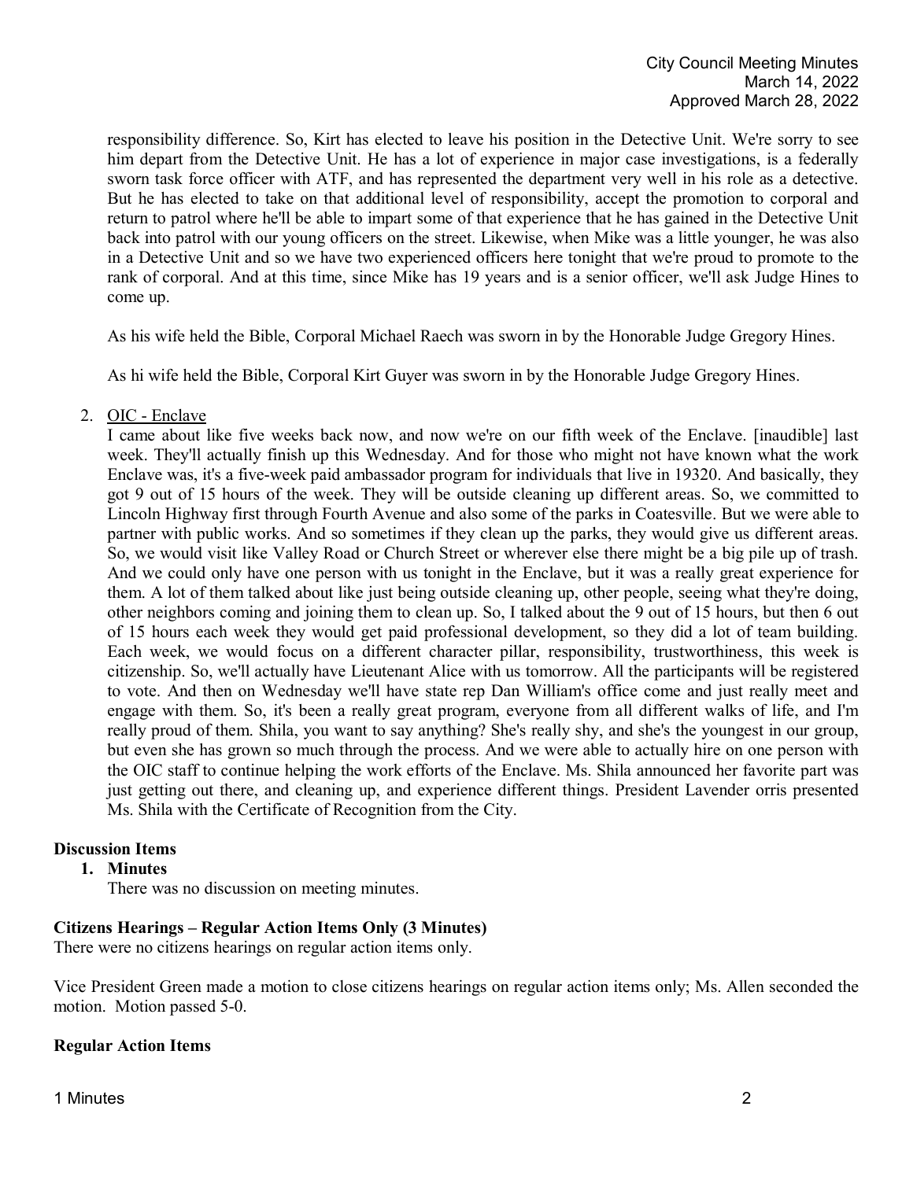responsibility difference. So, Kirt has elected to leave his position in the Detective Unit. We're sorry to see him depart from the Detective Unit. He has a lot of experience in major case investigations, is a federally sworn task force officer with ATF, and has represented the department very well in his role as a detective. But he has elected to take on that additional level of responsibility, accept the promotion to corporal and return to patrol where he'll be able to impart some of that experience that he has gained in the Detective Unit back into patrol with our young officers on the street. Likewise, when Mike was a little younger, he was also in a Detective Unit and so we have two experienced officers here tonight that we're proud to promote to the rank of corporal. And at this time, since Mike has 19 years and is a senior officer, we'll ask Judge Hines to come up.

As his wife held the Bible, Corporal Michael Raech was sworn in by the Honorable Judge Gregory Hines.

As hi wife held the Bible, Corporal Kirt Guyer was sworn in by the Honorable Judge Gregory Hines.

2. OIC - Enclave

   I came about like five weeks back now, and now we're on our fifth week of the Enclave. [inaudible] last week. They'll actually finish up this Wednesday. And for those who might not have known what the work Enclave was, it's a five-week paid ambassador program for individuals that live in 19320. And basically, they got 9 out of 15 hours of the week. They will be outside cleaning up different areas. So, we committed to Lincoln Highway first through Fourth Avenue and also some of the parks in Coatesville. But we were able to partner with public works. And so sometimes if they clean up the parks, they would give us different areas. So, we would visit like Valley Road or Church Street or wherever else there might be a big pile up of trash. And we could only have one person with us tonight in the Enclave, but it was a really great experience for them. A lot of them talked about like just being outside cleaning up, other people, seeing what they're doing, other neighbors coming and joining them to clean up. So, I talked about the 9 out of 15 hours, but then 6 out of 15 hours each week they would get paid professional development, so they did a lot of team building. Each week, we would focus on a different character pillar, responsibility, trustworthiness, this week is citizenship. So, we'll actually have Lieutenant Alice with us tomorrow. All the participants will be registered to vote. And then on Wednesday we'll have state rep Dan William's office come and just really meet and engage with them. So, it's been a really great program, everyone from all different walks of life, and I'm really proud of them. Shila, you want to say anything? She's really shy, and she's the youngest in our group, but even she has grown so much through the process. And we were able to actually hire on one person with the OIC staff to continue helping the work efforts of the Enclave. Ms. Shila announced her favorite part was just getting out there, and cleaning up, and experience different things. President Lavender orris presented Ms. Shila with the Certificate of Recognition from the City.

**Discussion Items**

1. **Minutes**

   There was no discussion on meeting minutes.

**Citizens Hearings – Regular Action Items Only (3 Minutes)**

There were no citizens hearings on regular action items only.

Vice President Green made a motion to close citizens hearings on regular action items only; Ms. Allen seconded the motion. Motion passed 5-0.

**Regular Action Items**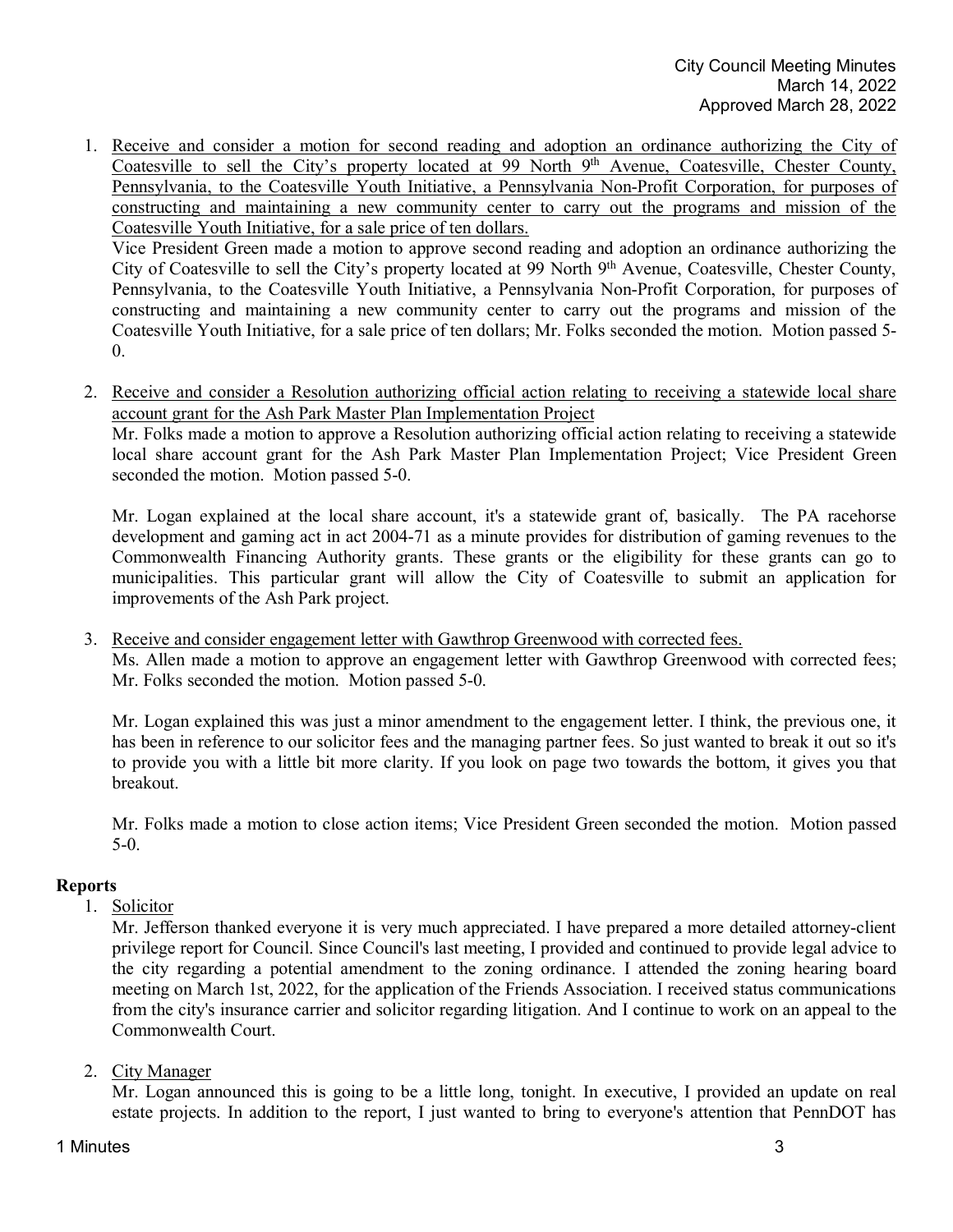1. Receive and consider a motion for second reading and adoption an ordinance authorizing the City of Coatesville to sell the City's property located at 99 North 9th Avenue, Coatesville, Chester County, Pennsylvania, to the Coatesville Youth Initiative, a Pennsylvania Non-Profit Corporation, for purposes of constructing and maintaining a new community center to carry out the programs and mission of the Coatesville Youth Initiative, for a sale price of ten dollars.

   Vice President Green made a motion to approve second reading and adoption an ordinance authorizing the City of Coatesville to sell the City's property located at 99 North 9th Avenue, Coatesville, Chester County, Pennsylvania, to the Coatesville Youth Initiative, a Pennsylvania Non-Profit Corporation, for purposes of constructing and maintaining a new community center to carry out the programs and mission of the Coatesville Youth Initiative, for a sale price of ten dollars; Mr. Folks seconded the motion. Motion passed 5-0.

2. Receive and consider a Resolution authorizing official action relating to receiving a statewide local share account grant for the Ash Park Master Plan Implementation Project

   Mr. Folks made a motion to approve a Resolution authorizing official action relating to receiving a statewide local share account grant for the Ash Park Master Plan Implementation Project; Vice President Green seconded the motion. Motion passed 5-0.

   Mr. Logan explained at the local share account, it's a statewide grant of, basically. The PA racehorse development and gaming act in act 2004-71 as a minute provides for distribution of gaming revenues to the Commonwealth Financing Authority grants. These grants or the eligibility for these grants can go to municipalities. This particular grant will allow the City of Coatesville to submit an application for improvements of the Ash Park project.

3. Receive and consider engagement letter with Gawthrop Greenwood with corrected fees.

   Ms. Allen made a motion to approve an engagement letter with Gawthrop Greenwood with corrected fees; Mr. Folks seconded the motion. Motion passed 5-0.

   Mr. Logan explained this was just a minor amendment to the engagement letter. I think, the previous one, it has been in reference to our solicitor fees and the managing partner fees. So just wanted to break it out so it's to provide you with a little bit more clarity. If you look on page two towards the bottom, it gives you that breakout.

   Mr. Folks made a motion to close action items; Vice President Green seconded the motion. Motion passed 5-0.

## Reports

1. Solicitor

   Mr. Jefferson thanked everyone it is very much appreciated. I have prepared a more detailed attorney-client privilege report for Council. Since Council's last meeting, I provided and continued to provide legal advice to the city regarding a potential amendment to the zoning ordinance. I attended the zoning hearing board meeting on March 1st, 2022, for the application of the Friends Association. I received status communications from the city's insurance carrier and solicitor regarding litigation. And I continue to work on an appeal to the Commonwealth Court.

2. City Manager

   Mr. Logan announced this is going to be a little long, tonight. In executive, I provided an update on real estate projects. In addition to the report, I just wanted to bring to everyone's attention that PennDOT has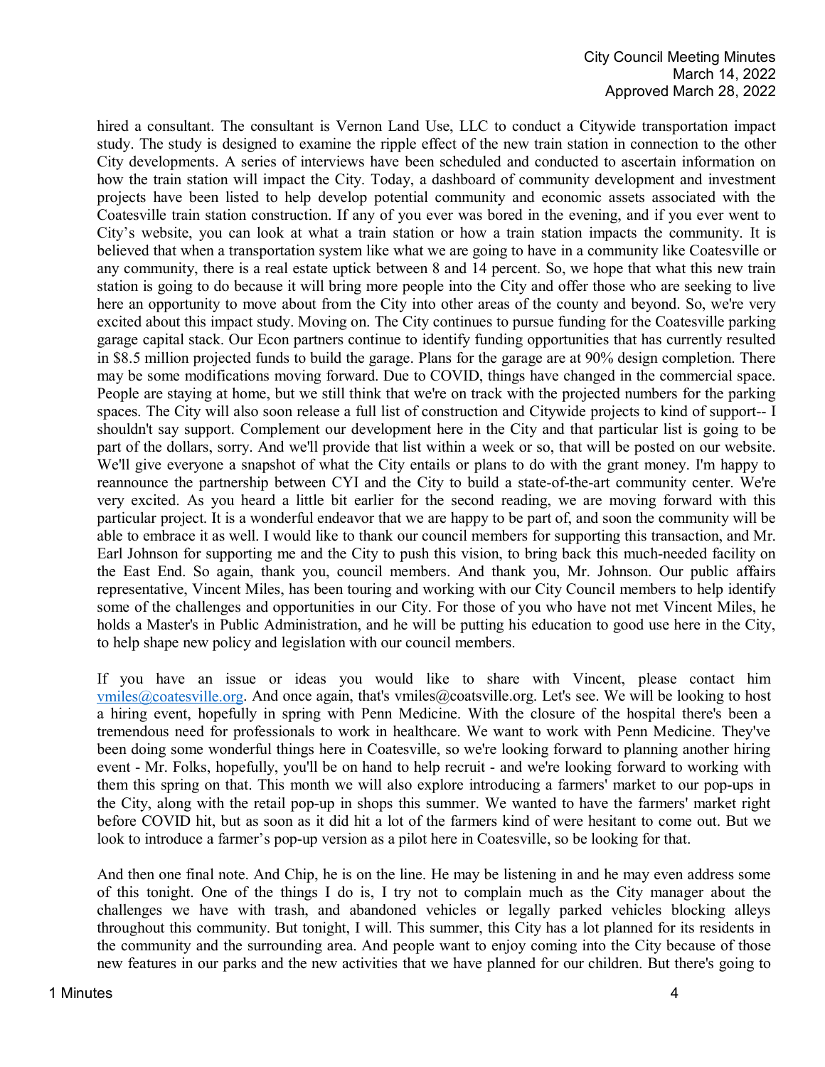hired a consultant. The consultant is Vernon Land Use, LLC to conduct a Citywide transportation impact study. The study is designed to examine the ripple effect of the new train station in connection to the other City developments. A series of interviews have been scheduled and conducted to ascertain information on how the train station will impact the City. Today, a dashboard of community development and investment projects have been listed to help develop potential community and economic assets associated with the Coatesville train station construction. If any of you ever was bored in the evening, and if you ever went to City's website, you can look at what a train station or how a train station impacts the community. It is believed that when a transportation system like what we are going to have in a community like Coatesville or any community, there is a real estate uptick between 8 and 14 percent. So, we hope that what this new train station is going to do because it will bring more people into the City and offer those who are seeking to live here an opportunity to move about from the City into other areas of the county and beyond. So, we're very excited about this impact study. Moving on. The City continues to pursue funding for the Coatesville parking garage capital stack. Our Econ partners continue to identify funding opportunities that has currently resulted in $8.5 million projected funds to build the garage. Plans for the garage are at 90% design completion. There may be some modifications moving forward. Due to COVID, things have changed in the commercial space. People are staying at home, but we still think that we're on track with the projected numbers for the parking spaces. The City will also soon release a full list of construction and Citywide projects to kind of support-- I shouldn't say support. Complement our development here in the City and that particular list is going to be part of the dollars, sorry. And we'll provide that list within a week or so, that will be posted on our website. We'll give everyone a snapshot of what the City entails or plans to do with the grant money. I'm happy to reannounce the partnership between CYI and the City to build a state-of-the-art community center. We're very excited. As you heard a little bit earlier for the second reading, we are moving forward with this particular project. It is a wonderful endeavor that we are happy to be part of, and soon the community will be able to embrace it as well. I would like to thank our council members for supporting this transaction, and Mr. Earl Johnson for supporting me and the City to push this vision, to bring back this much-needed facility on the East End. So again, thank you, council members. And thank you, Mr. Johnson. Our public affairs representative, Vincent Miles, has been touring and working with our City Council members to help identify some of the challenges and opportunities in our City. For those of you who have not met Vincent Miles, he holds a Master's in Public Administration, and he will be putting his education to good use here in the City, to help shape new policy and legislation with our council members.

If you have an issue or ideas you would like to share with Vincent, please contact him vmiles@coatesville.org. And once again, that's vmiles@coatsville.org. Let's see. We will be looking to host a hiring event, hopefully in spring with Penn Medicine. With the closure of the hospital there's been a tremendous need for professionals to work in healthcare. We want to work with Penn Medicine. They've been doing some wonderful things here in Coatesville, so we're looking forward to planning another hiring event - Mr. Folks, hopefully, you'll be on hand to help recruit - and we're looking forward to working with them this spring on that. This month we will also explore introducing a farmers' market to our pop-ups in the City, along with the retail pop-up in shops this summer. We wanted to have the farmers' market right before COVID hit, but as soon as it did hit a lot of the farmers kind of were hesitant to come out. But we look to introduce a farmer's pop-up version as a pilot here in Coatesville, so be looking for that.

And then one final note. And Chip, he is on the line. He may be listening in and he may even address some of this tonight. One of the things I do is, I try not to complain much as the City manager about the challenges we have with trash, and abandoned vehicles or legally parked vehicles blocking alleys throughout this community. But tonight, I will. This summer, this City has a lot planned for its residents in the community and the surrounding area. And people want to enjoy coming into the City because of those new features in our parks and the new activities that we have planned for our children. But there's going to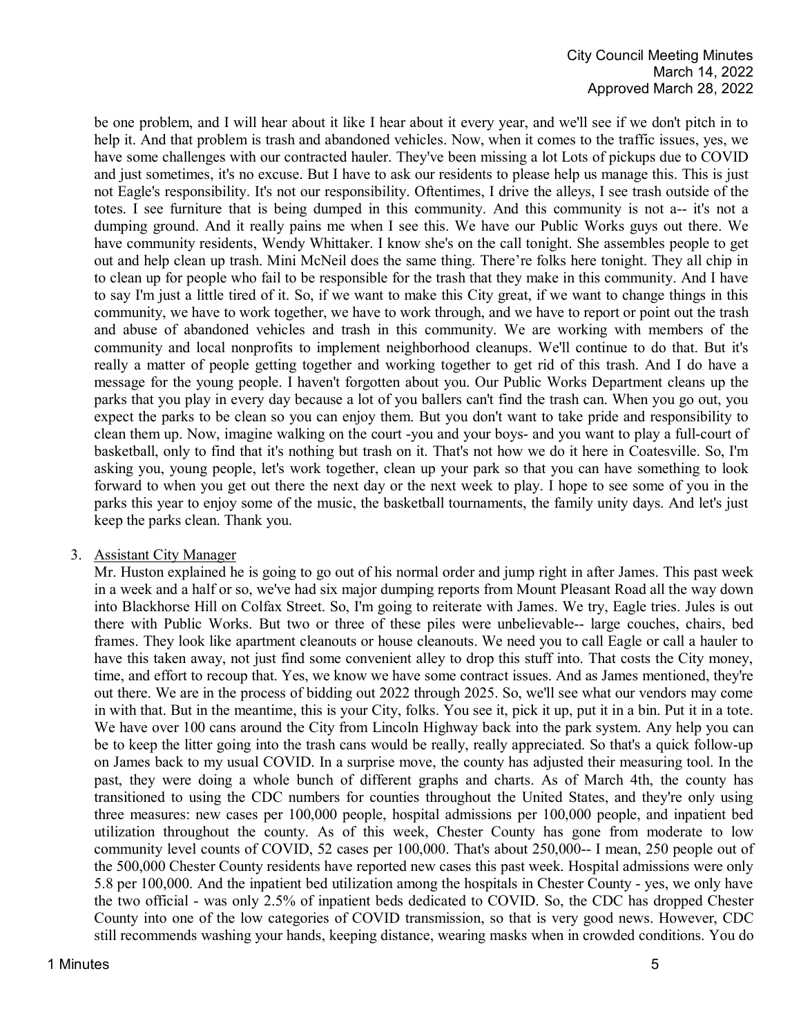be one problem, and I will hear about it like I hear about it every year, and we'll see if we don't pitch in to help it. And that problem is trash and abandoned vehicles. Now, when it comes to the traffic issues, yes, we have some challenges with our contracted hauler. They've been missing a lot Lots of pickups due to COVID and just sometimes, it's no excuse. But I have to ask our residents to please help us manage this. This is just not Eagle's responsibility. It's not our responsibility. Oftentimes, I drive the alleys, I see trash outside of the totes. I see furniture that is being dumped in this community. And this community is not a-- it's not a dumping ground. And it really pains me when I see this. We have our Public Works guys out there. We have community residents, Wendy Whittaker. I know she's on the call tonight. She assembles people to get out and help clean up trash. Mini McNeil does the same thing. There're folks here tonight. They all chip in to clean up for people who fail to be responsible for the trash that they make in this community. And I have to say I'm just a little tired of it. So, if we want to make this City great, if we want to change things in this community, we have to work together, we have to work through, and we have to report or point out the trash and abuse of abandoned vehicles and trash in this community. We are working with members of the community and local nonprofits to implement neighborhood cleanups. We'll continue to do that. But it's really a matter of people getting together and working together to get rid of this trash. And I do have a message for the young people. I haven't forgotten about you. Our Public Works Department cleans up the parks that you play in every day because a lot of you ballers can't find the trash can. When you go out, you expect the parks to be clean so you can enjoy them. But you don't want to take pride and responsibility to clean them up. Now, imagine walking on the court -you and your boys- and you want to play a full-court of basketball, only to find that it's nothing but trash on it. That's not how we do it here in Coatesville. So, I'm asking you, young people, let's work together, clean up your park so that you can have something to look forward to when you get out there the next day or the next week to play. I hope to see some of you in the parks this year to enjoy some of the music, the basketball tournaments, the family unity days. And let's just keep the parks clean. Thank you.

3. Assistant City Manager

   Mr. Huston explained he is going to go out of his normal order and jump right in after James. This past week in a week and a half or so, we've had six major dumping reports from Mount Pleasant Road all the way down into Blackhorse Hill on Colfax Street. So, I'm going to reiterate with James. We try, Eagle tries. Jules is out there with Public Works. But two or three of these piles were unbelievable-- large couches, chairs, bed frames. They look like apartment cleanouts or house cleanouts. We need you to call Eagle or call a hauler to have this taken away, not just find some convenient alley to drop this stuff into. That costs the City money, time, and effort to recoup that. Yes, we know we have some contract issues. And as James mentioned, they're out there. We are in the process of bidding out 2022 through 2025. So, we'll see what our vendors may come in with that. But in the meantime, this is your City, folks. You see it, pick it up, put it in a bin. Put it in a tote. We have over 100 cans around the City from Lincoln Highway back into the park system. Any help you can be to keep the litter going into the trash cans would be really, really appreciated. So that's a quick follow-up on James back to my usual COVID. In a surprise move, the county has adjusted their measuring tool. In the past, they were doing a whole bunch of different graphs and charts. As of March 4th, the county has transitioned to using the CDC numbers for counties throughout the United States, and they're only using three measures: new cases per 100,000 people, hospital admissions per 100,000 people, and inpatient bed utilization throughout the county. As of this week, Chester County has gone from moderate to low community level counts of COVID, 52 cases per 100,000. That's about 250,000-- I mean, 250 people out of the 500,000 Chester County residents have reported new cases this past week. Hospital admissions were only 5.8 per 100,000. And the inpatient bed utilization among the hospitals in Chester County - yes, we only have the two official - was only 2.5% of inpatient beds dedicated to COVID. So, the CDC has dropped Chester County into one of the low categories of COVID transmission, so that is very good news. However, CDC still recommends washing your hands, keeping distance, wearing masks when in crowded conditions. You do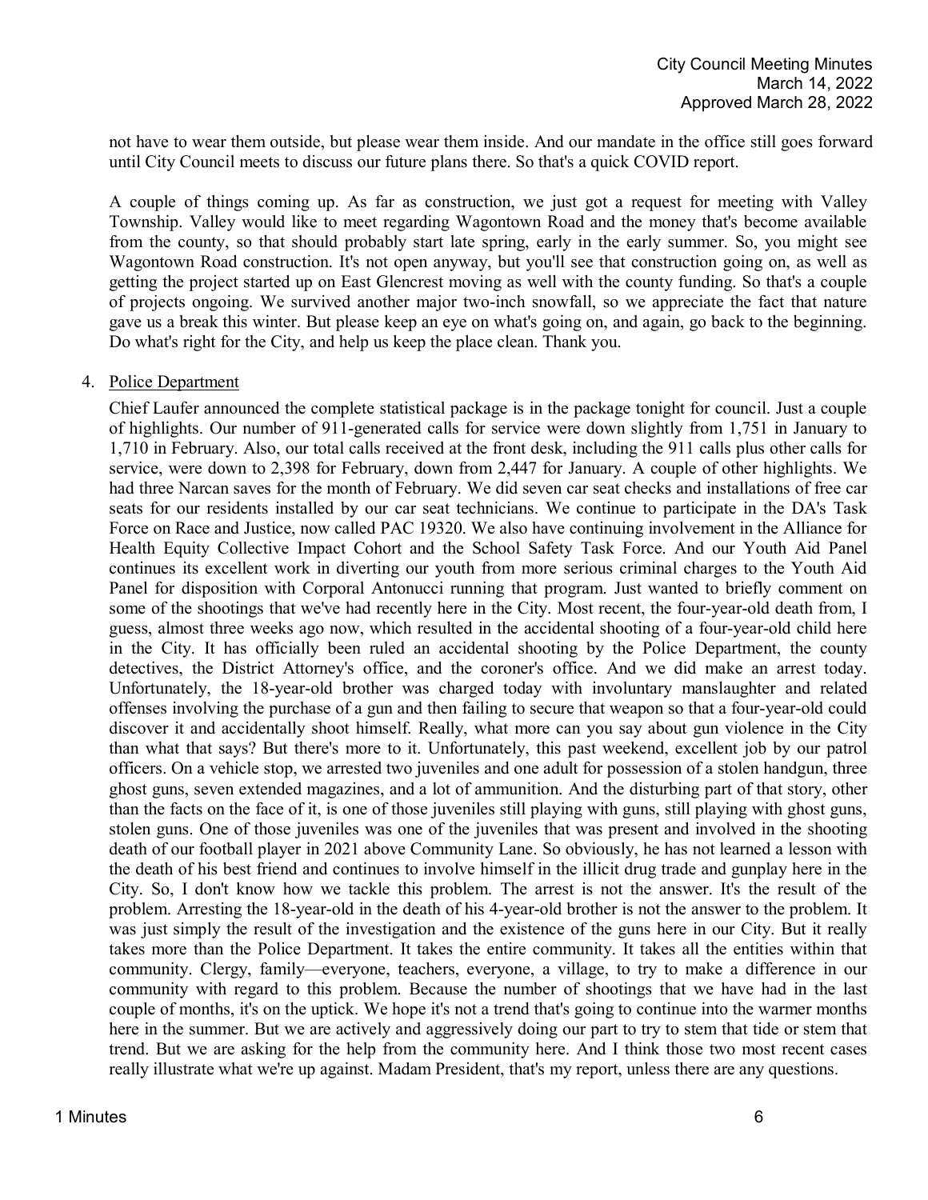not have to wear them outside, but please wear them inside. And our mandate in the office still goes forward until City Council meets to discuss our future plans there. So that's a quick COVID report.

A couple of things coming up. As far as construction, we just got a request for meeting with Valley Township. Valley would like to meet regarding Wagontown Road and the money that's become available from the county, so that should probably start late spring, early in the early summer. So, you might see Wagontown Road construction. It's not open anyway, but you'll see that construction going on, as well as getting the project started up on East Glencrest moving as well with the county funding. So that's a couple of projects ongoing. We survived another major two-inch snowfall, so we appreciate the fact that nature gave us a break this winter. But please keep an eye on what's going on, and again, go back to the beginning. Do what's right for the City, and help us keep the place clean. Thank you.

4. Police Department

Chief Laufer announced the complete statistical package is in the package tonight for council. Just a couple of highlights. Our number of 911-generated calls for service were down slightly from 1,751 in January to 1,710 in February. Also, our total calls received at the front desk, including the 911 calls plus other calls for service, were down to 2,398 for February, down from 2,447 for January. A couple of other highlights. We had three Narcan saves for the month of February. We did seven car seat checks and installations of free car seats for our residents installed by our car seat technicians. We continue to participate in the DA's Task Force on Race and Justice, now called PAC 19320. We also have continuing involvement in the Alliance for Health Equity Collective Impact Cohort and the School Safety Task Force. And our Youth Aid Panel continues its excellent work in diverting our youth from more serious criminal charges to the Youth Aid Panel for disposition with Corporal Antonucci running that program. Just wanted to briefly comment on some of the shootings that we've had recently here in the City. Most recent, the four-year-old death from, I guess, almost three weeks ago now, which resulted in the accidental shooting of a four-year-old child here in the City. It has officially been ruled an accidental shooting by the Police Department, the county detectives, the District Attorney's office, and the coroner's office. And we did make an arrest today. Unfortunately, the 18-year-old brother was charged today with involuntary manslaughter and related offenses involving the purchase of a gun and then failing to secure that weapon so that a four-year-old could discover it and accidentally shoot himself. Really, what more can you say about gun violence in the City than what that says? But there's more to it. Unfortunately, this past weekend, excellent job by our patrol officers. On a vehicle stop, we arrested two juveniles and one adult for possession of a stolen handgun, three ghost guns, seven extended magazines, and a lot of ammunition. And the disturbing part of that story, other than the facts on the face of it, is one of those juveniles still playing with guns, still playing with ghost guns, stolen guns. One of those juveniles was one of the juveniles that was present and involved in the shooting death of our football player in 2021 above Community Lane. So obviously, he has not learned a lesson with the death of his best friend and continues to involve himself in the illicit drug trade and gunplay here in the City. So, I don't know how we tackle this problem. The arrest is not the answer. It's the result of the problem. Arresting the 18-year-old in the death of his 4-year-old brother is not the answer to the problem. It was just simply the result of the investigation and the existence of the guns here in our City. But it really takes more than the Police Department. It takes the entire community. It takes all the entities within that community. Clergy, family—everyone, teachers, everyone, a village, to try to make a difference in our community with regard to this problem. Because the number of shootings that we have had in the last couple of months, it's on the uptick. We hope it's not a trend that's going to continue into the warmer months here in the summer. But we are actively and aggressively doing our part to try to stem that tide or stem that trend. But we are asking for the help from the community here. And I think those two most recent cases really illustrate what we're up against. Madam President, that's my report, unless there are any questions.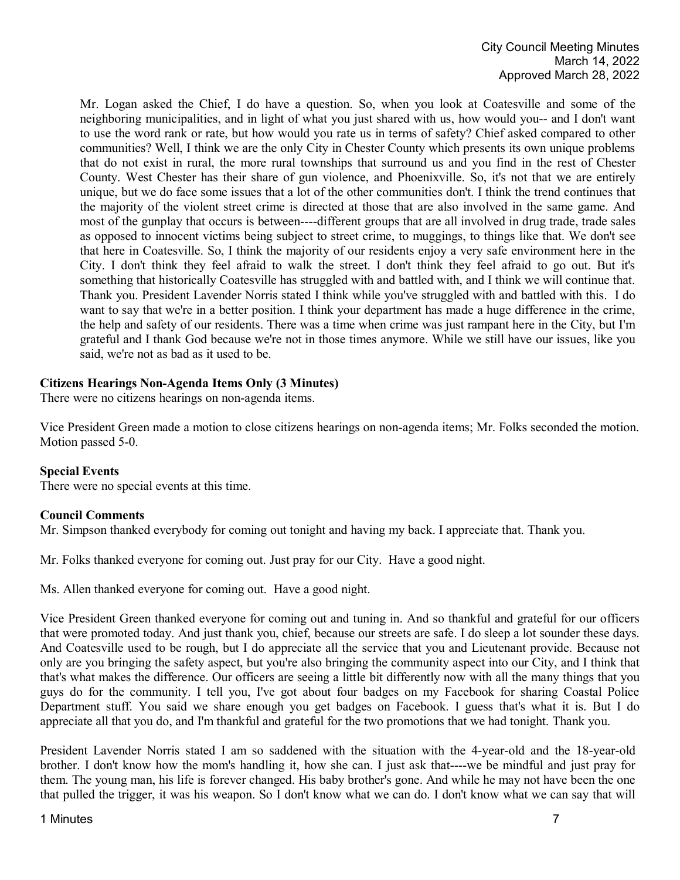Mr. Logan asked the Chief, I do have a question. So, when you look at Coatesville and some of the neighboring municipalities, and in light of what you just shared with us, how would you-- and I don't want to use the word rank or rate, but how would you rate us in terms of safety? Chief asked compared to other communities? Well, I think we are the only City in Chester County which presents its own unique problems that do not exist in rural, the more rural townships that surround us and you find in the rest of Chester County. West Chester has their share of gun violence, and Phoenixville. So, it's not that we are entirely unique, but we do face some issues that a lot of the other communities don't. I think the trend continues that the majority of the violent street crime is directed at those that are also involved in the same game. And most of the gunplay that occurs is between----different groups that are all involved in drug trade, trade sales as opposed to innocent victims being subject to street crime, to muggings, to things like that. We don't see that here in Coatesville. So, I think the majority of our residents enjoy a very safe environment here in the City. I don't think they feel afraid to walk the street. I don't think they feel afraid to go out. But it's something that historically Coatesville has struggled with and battled with, and I think we will continue that. Thank you. President Lavender Norris stated I think while you've struggled with and battled with this. I do want to say that we're in a better position. I think your department has made a huge difference in the crime, the help and safety of our residents. There was a time when crime was just rampant here in the City, but I'm grateful and I thank God because we're not in those times anymore. While we still have our issues, like you said, we're not as bad as it used to be.

**Citizens Hearings Non-Agenda Items Only (3 Minutes)**
There were no citizens hearings on non-agenda items.

Vice President Green made a motion to close citizens hearings on non-agenda items; Mr. Folks seconded the motion. Motion passed 5-0.

**Special Events**
There were no special events at this time.

**Council Comments**
Mr. Simpson thanked everybody for coming out tonight and having my back. I appreciate that. Thank you.

Mr. Folks thanked everyone for coming out. Just pray for our City. Have a good night.

Ms. Allen thanked everyone for coming out. Have a good night.

Vice President Green thanked everyone for coming out and tuning in. And so thankful and grateful for our officers that were promoted today. And just thank you, chief, because our streets are safe. I do sleep a lot sounder these days. And Coatesville used to be rough, but I do appreciate all the service that you and Lieutenant provide. Because not only are you bringing the safety aspect, but you're also bringing the community aspect into our City, and I think that that's what makes the difference. Our officers are seeing a little bit differently now with all the many things that you guys do for the community. I tell you, I've got about four badges on my Facebook for sharing Coastal Police Department stuff. You said we share enough you get badges on Facebook. I guess that's what it is. But I do appreciate all that you do, and I'm thankful and grateful for the two promotions that we had tonight. Thank you.

President Lavender Norris stated I am so saddened with the situation with the 4-year-old and the 18-year-old brother. I don't know how the mom's handling it, how she can. I just ask that----we be mindful and just pray for them. The young man, his life is forever changed. His baby brother's gone. And while he may not have been the one that pulled the trigger, it was his weapon. So I don't know what we can do. I don't know what we can say that will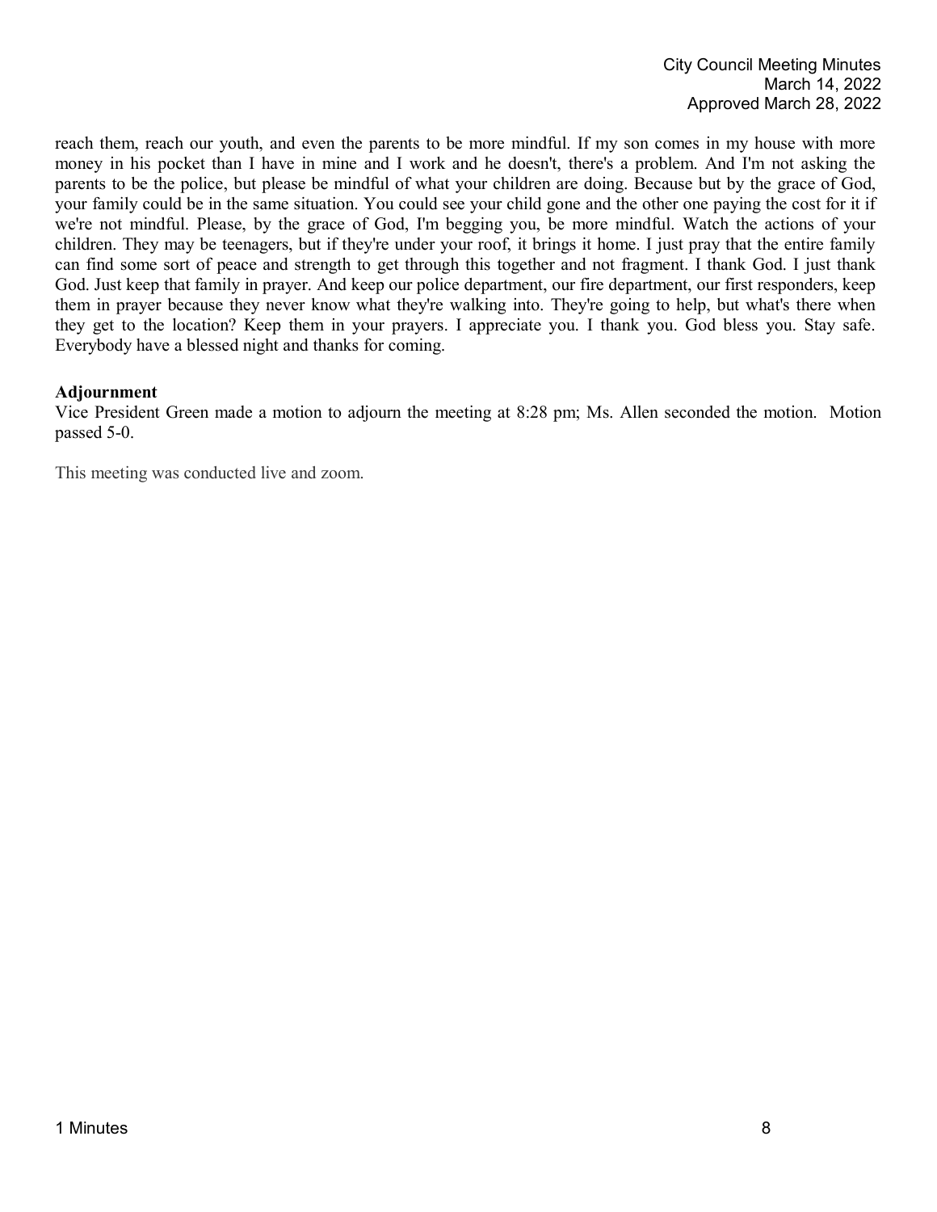reach them, reach our youth, and even the parents to be more mindful. If my son comes in my house with more money in his pocket than I have in mine and I work and he doesn't, there's a problem. And I'm not asking the parents to be the police, but please be mindful of what your children are doing. Because but by the grace of God, your family could be in the same situation. You could see your child gone and the other one paying the cost for it if we're not mindful. Please, by the grace of God, I'm begging you, be more mindful. Watch the actions of your children. They may be teenagers, but if they're under your roof, it brings it home. I just pray that the entire family can find some sort of peace and strength to get through this together and not fragment. I thank God. I just thank God. Just keep that family in prayer. And keep our police department, our fire department, our first responders, keep them in prayer because they never know what they're walking into. They're going to help, but what's there when they get to the location? Keep them in your prayers. I appreciate you. I thank you. God bless you. Stay safe. Everybody have a blessed night and thanks for coming.

**Adjournment**

Vice President Green made a motion to adjourn the meeting at 8:28 pm; Ms. Allen seconded the motion. Motion passed 5-0.

This meeting was conducted live and zoom.